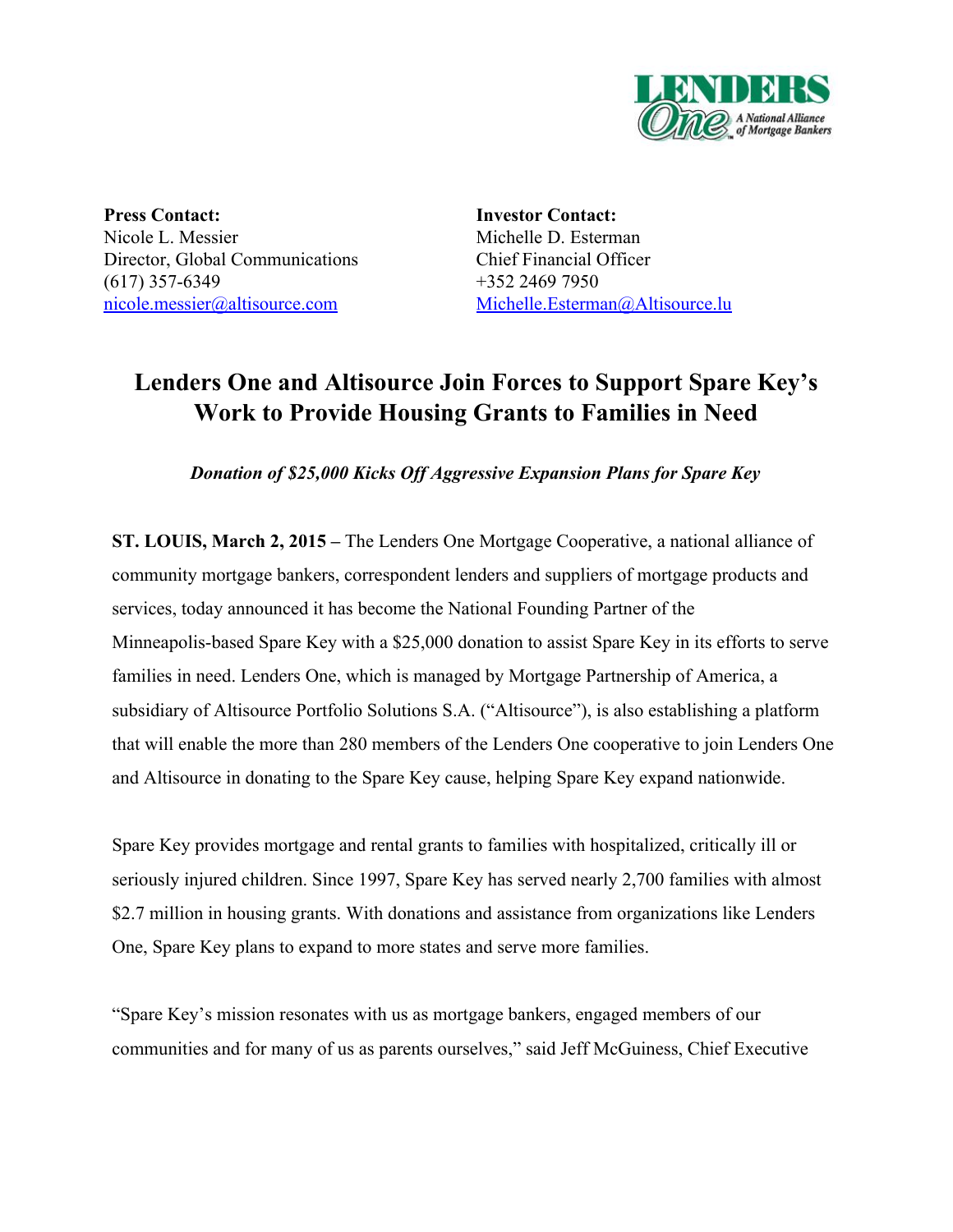**Press Contact:**
Nicole L. Messier
Director, Global Communications
(617) 357-6349
nicole.messier@altisource.com

**Investor Contact:**
Michelle D. Esterman
Chief Financial Officer
+352 2469 7950
Michelle.Esterman@Altisource.lu

# Lenders One and Altisource Join Forces to Support Spare Key's Work to Provide Housing Grants to Families in Need

***Donation of $25,000 Kicks Off Aggressive Expansion Plans for Spare Key***

**ST. LOUIS, March 2, 2015 –** The Lenders One Mortgage Cooperative, a national alliance of community mortgage bankers, correspondent lenders and suppliers of mortgage products and services, today announced it has become the National Founding Partner of the Minneapolis-based Spare Key with a $25,000 donation to assist Spare Key in its efforts to serve families in need. Lenders One, which is managed by Mortgage Partnership of America, a subsidiary of Altisource Portfolio Solutions S.A. ("Altisource"), is also establishing a platform that will enable the more than 280 members of the Lenders One cooperative to join Lenders One and Altisource in donating to the Spare Key cause, helping Spare Key expand nationwide.

Spare Key provides mortgage and rental grants to families with hospitalized, critically ill or seriously injured children. Since 1997, Spare Key has served nearly 2,700 families with almost $2.7 million in housing grants. With donations and assistance from organizations like Lenders One, Spare Key plans to expand to more states and serve more families.

"Spare Key's mission resonates with us as mortgage bankers, engaged members of our communities and for many of us as parents ourselves," said Jeff McGuiness, Chief Executive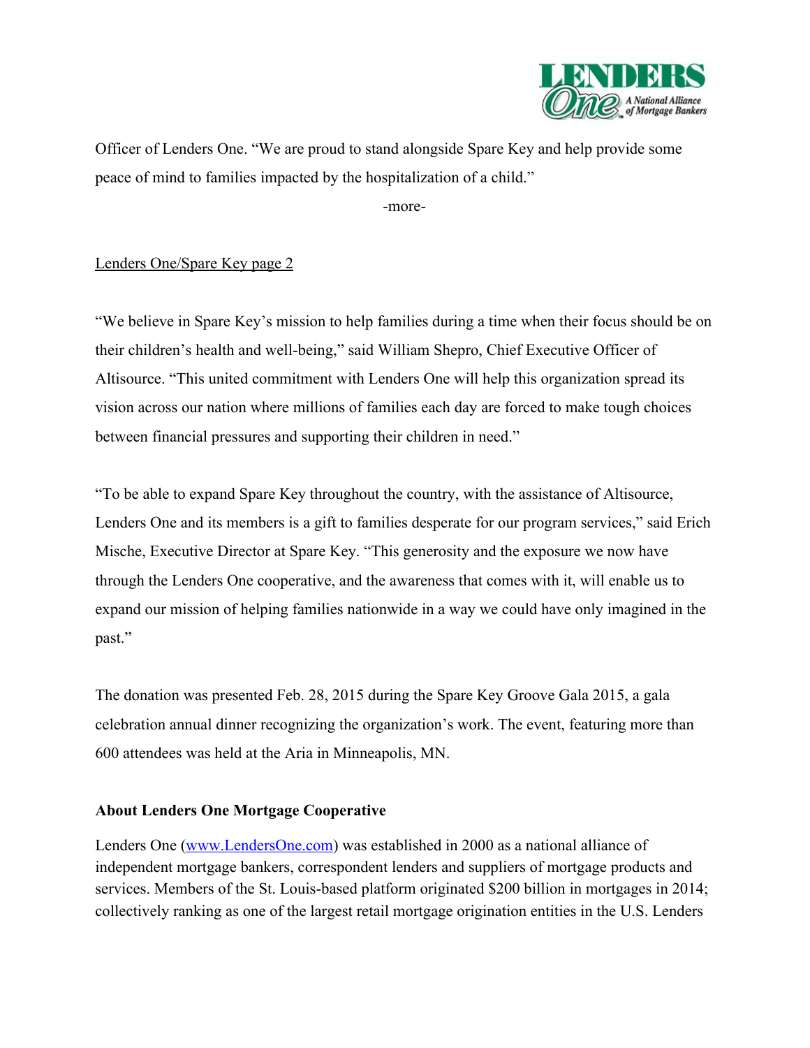Officer of Lenders One. "We are proud to stand alongside Spare Key and help provide some peace of mind to families impacted by the hospitalization of a child."

-more-

Lenders One/Spare Key page 2

"We believe in Spare Key's mission to help families during a time when their focus should be on their children's health and well-being," said William Shepro, Chief Executive Officer of Altisource. "This united commitment with Lenders One will help this organization spread its vision across our nation where millions of families each day are forced to make tough choices between financial pressures and supporting their children in need."

"To be able to expand Spare Key throughout the country, with the assistance of Altisource, Lenders One and its members is a gift to families desperate for our program services," said Erich Mische, Executive Director at Spare Key. "This generosity and the exposure we now have through the Lenders One cooperative, and the awareness that comes with it, will enable us to expand our mission of helping families nationwide in a way we could have only imagined in the past."

The donation was presented Feb. 28, 2015 during the Spare Key Groove Gala 2015, a gala celebration annual dinner recognizing the organization's work. The event, featuring more than 600 attendees was held at the Aria in Minneapolis, MN.

**About Lenders One Mortgage Cooperative**

Lenders One (www.LendersOne.com) was established in 2000 as a national alliance of independent mortgage bankers, correspondent lenders and suppliers of mortgage products and services. Members of the St. Louis-based platform originated $200 billion in mortgages in 2014; collectively ranking as one of the largest retail mortgage origination entities in the U.S. Lenders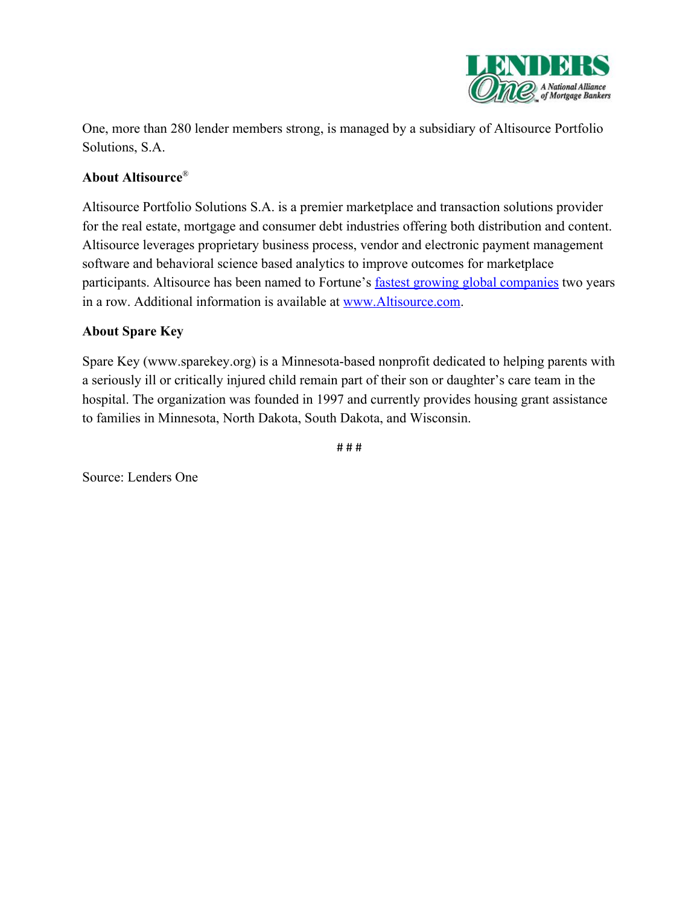One, more than 280 lender members strong, is managed by a subsidiary of Altisource Portfolio Solutions, S.A.

**About Altisource®**

Altisource Portfolio Solutions S.A. is a premier marketplace and transaction solutions provider for the real estate, mortgage and consumer debt industries offering both distribution and content. Altisource leverages proprietary business process, vendor and electronic payment management software and behavioral science based analytics to improve outcomes for marketplace participants. Altisource has been named to Fortune's fastest growing global companies two years in a row. Additional information is available at www.Altisource.com.

**About Spare Key**

Spare Key (www.sparekey.org) is a Minnesota-based nonprofit dedicated to helping parents with a seriously ill or critically injured child remain part of their son or daughter's care team in the hospital. The organization was founded in 1997 and currently provides housing grant assistance to families in Minnesota, North Dakota, South Dakota, and Wisconsin.

# # #

Source: Lenders One